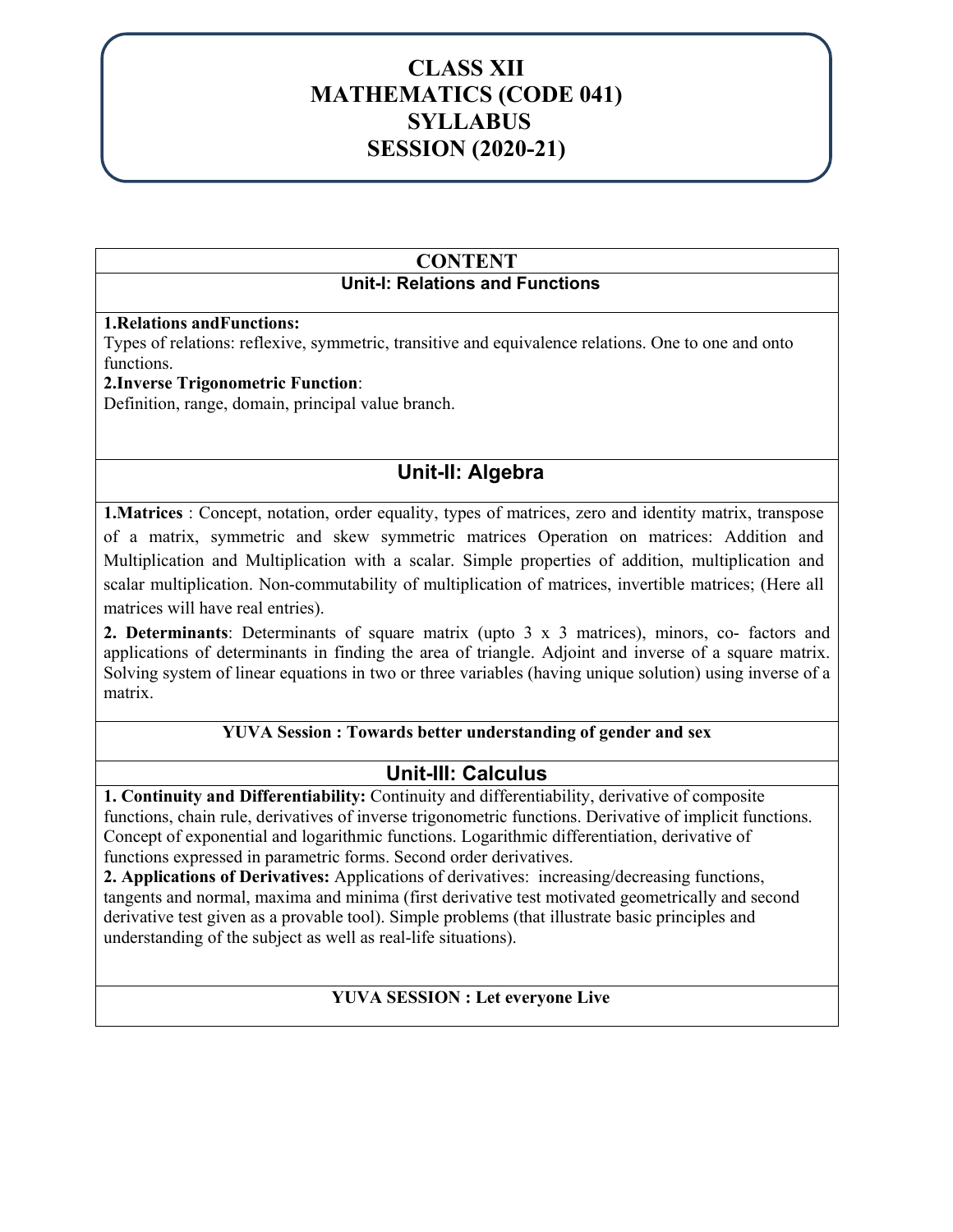# CLASS XII
# MATHEMATICS (CODE 041)
# SYLLABUS
# SESSION (2020-21)

## CONTENT

### Unit-I: Relations and Functions

**1.Relations andFunctions:**
Types of relations: reflexive, symmetric, transitive and equivalence relations. One to one and onto functions.

**2.Inverse Trigonometric Function**:
Definition, range, domain, principal value branch.

### Unit-II: Algebra

**1.Matrices** : Concept, notation, order equality, types of matrices, zero and identity matrix, transpose of a matrix, symmetric and skew symmetric matrices Operation on matrices: Addition and Multiplication and Multiplication with a scalar. Simple properties of addition, multiplication and scalar multiplication. Non-commutability of multiplication of matrices, invertible matrices; (Here all matrices will have real entries).

**2. Determinants**: Determinants of square matrix (upto 3 x 3 matrices), minors, co- factors and applications of determinants in finding the area of triangle. Adjoint and inverse of a square matrix. Solving system of linear equations in two or three variables (having unique solution) using inverse of a matrix.

**YUVA Session : Towards better understanding of gender and sex**

### Unit-III: Calculus

**1. Continuity and Differentiability:** Continuity and differentiability, derivative of composite functions, chain rule, derivatives of inverse trigonometric functions. Derivative of implicit functions. Concept of exponential and logarithmic functions. Logarithmic differentiation, derivative of functions expressed in parametric forms. Second order derivatives.

**2. Applications of Derivatives:** Applications of derivatives: increasing/decreasing functions, tangents and normal, maxima and minima (first derivative test motivated geometrically and second derivative test given as a provable tool). Simple problems (that illustrate basic principles and understanding of the subject as well as real-life situations).

**YUVA SESSION : Let everyone Live**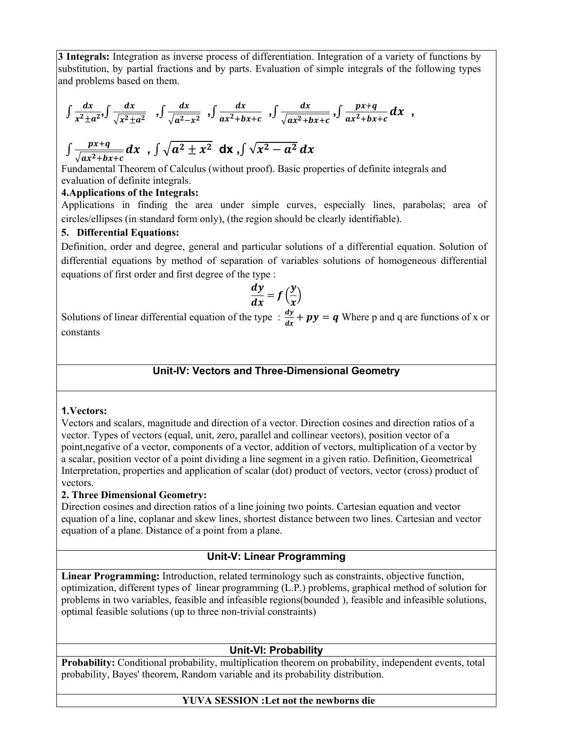**3 Integrals:** Integration as inverse process of differentiation. Integration of a variety of functions by substitution, by partial fractions and by parts. Evaluation of simple integrals of the following types and problems based on them.

$$\int \frac{dx}{x^2 \pm a^2}, \int \frac{dx}{\sqrt{x^2 \pm a^2}}, \int \frac{dx}{\sqrt{a^2 - x^2}}, \int \frac{dx}{ax^2+bx+c}, \int \frac{dx}{\sqrt{ax^2+bx+c}}, \int \frac{px+q}{ax^2+bx+c} dx,$$

$$\int \frac{px+q}{\sqrt{ax^2+bx+c}} dx, \int \sqrt{a^2 \pm x^2}\, dx, \int \sqrt{x^2 - a^2}\, dx$$

Fundamental Theorem of Calculus (without proof). Basic properties of definite integrals and evaluation of definite integrals.

**4.Applications of the Integrals:**

Applications in finding the area under simple curves, especially lines, parabolas; area of circles/ellipses (in standard form only), (the region should be clearly identifiable).

**5. Differential Equations:**

Definition, order and degree, general and particular solutions of a differential equation. Solution of differential equations by method of separation of variables solutions of homogeneous differential equations of first order and first degree of the type :

$$\frac{dy}{dx} = f\left(\frac{y}{x}\right)$$

Solutions of linear differential equation of the type : $\frac{dy}{dx} + py = q$ Where p and q are functions of x or constants

## Unit-IV: Vectors and Three-Dimensional Geometry

**1.Vectors:**

Vectors and scalars, magnitude and direction of a vector. Direction cosines and direction ratios of a vector. Types of vectors (equal, unit, zero, parallel and collinear vectors), position vector of a point,negative of a vector, components of a vector, addition of vectors, multiplication of a vector by a scalar, position vector of a point dividing a line segment in a given ratio. Definition, Geometrical Interpretation, properties and application of scalar (dot) product of vectors, vector (cross) product of vectors.

**2. Three Dimensional Geometry:**

Direction cosines and direction ratios of a line joining two points. Cartesian equation and vector equation of a line, coplanar and skew lines, shortest distance between two lines. Cartesian and vector equation of a plane. Distance of a point from a plane.

## Unit-V: Linear Programming

**Linear Programming:** Introduction, related terminology such as constraints, objective function, optimization, different types of linear programming (L.P.) problems, graphical method of solution for problems in two variables, feasible and infeasible regions(bounded ), feasible and infeasible solutions, optimal feasible solutions (up to three non-trivial constraints)

## Unit-VI: Probability

**Probability:** Conditional probability, multiplication theorem on probability, independent events, total probability, Bayes' theorem, Random variable and its probability distribution.

**YUVA SESSION :Let not the newborns die**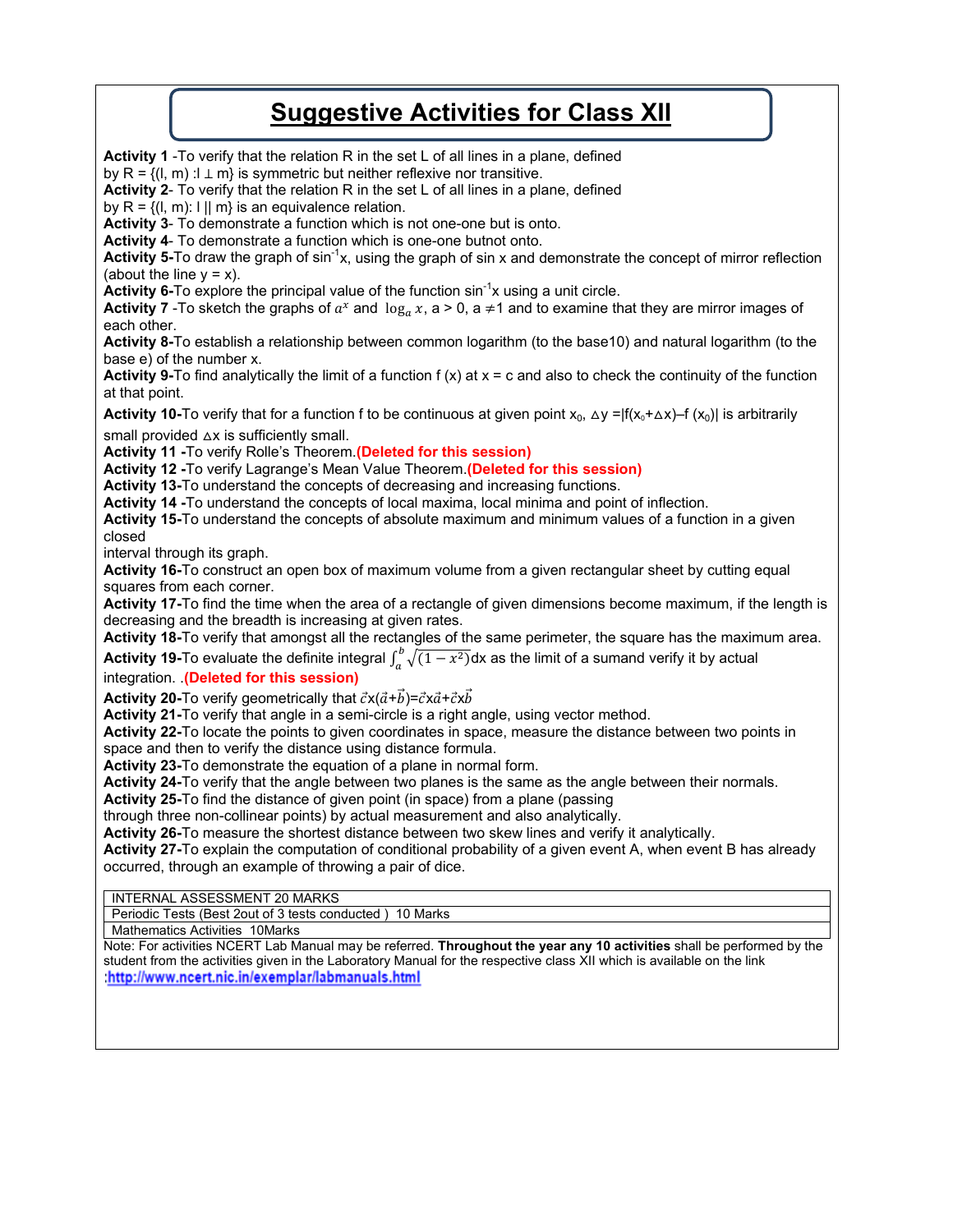# Suggestive Activities for Class XII

**Activity 1** -To verify that the relation R in the set L of all lines in a plane, defined by R = {(l, m) :l ⊥ m} is symmetric but neither reflexive nor transitive.

**Activity 2**- To verify that the relation R in the set L of all lines in a plane, defined by R = {(l, m): l || m} is an equivalence relation.

**Activity 3**- To demonstrate a function which is not one-one but is onto.

**Activity 4**- To demonstrate a function which is one-one butnot onto.

**Activity 5**-To draw the graph of $\sin^{-1}x$, using the graph of sin x and demonstrate the concept of mirror reflection (about the line y = x).

**Activity 6**-To explore the principal value of the function $\sin^{-1}x$ using a unit circle.

**Activity 7** -To sketch the graphs of $a^x$ and $\log_a x$, a > 0, a ≠1 and to examine that they are mirror images of each other.

**Activity 8**-To establish a relationship between common logarithm (to the base10) and natural logarithm (to the base e) of the number x.

**Activity 9**-To find analytically the limit of a function f (x) at x = c and also to check the continuity of the function at that point.

**Activity 10**-To verify that for a function f to be continuous at given point $x_0$, $\Delta y = |f(x_0+\Delta x) - f(x_0)|$ is arbitrarily small provided $\Delta x$ is sufficiently small.

**Activity 11** -To verify Rolle's Theorem.**(Deleted for this session)**

**Activity 12** -To verify Lagrange's Mean Value Theorem.**(Deleted for this session)**

**Activity 13**-To understand the concepts of decreasing and increasing functions.

**Activity 14** -To understand the concepts of local maxima, local minima and point of inflection.

**Activity 15**-To understand the concepts of absolute maximum and minimum values of a function in a given closed interval through its graph.

**Activity 16**-To construct an open box of maximum volume from a given rectangular sheet by cutting equal squares from each corner.

**Activity 17**-To find the time when the area of a rectangle of given dimensions become maximum, if the length is decreasing and the breadth is increasing at given rates.

**Activity 18**-To verify that amongst all the rectangles of the same perimeter, the square has the maximum area.

**Activity 19**-To evaluate the definite integral $\int_a^b \sqrt{(1-x^2)}dx$ as the limit of a sumand verify it by actual integration. .**(Deleted for this session)**

**Activity 20**-To verify geometrically that $\vec{c}\times(\vec{a}+\vec{b})=\vec{c}\times\vec{a}+\vec{c}\times\vec{b}$

**Activity 21**-To verify that angle in a semi-circle is a right angle, using vector method.

**Activity 22**-To locate the points to given coordinates in space, measure the distance between two points in space and then to verify the distance using distance formula.

**Activity 23**-To demonstrate the equation of a plane in normal form.

**Activity 24**-To verify that the angle between two planes is the same as the angle between their normals.

**Activity 25**-To find the distance of given point (in space) from a plane (passing through three non-collinear points) by actual measurement and also analytically.

**Activity 26**-To measure the shortest distance between two skew lines and verify it analytically.

**Activity 27**-To explain the computation of conditional probability of a given event A, when event B has already occurred, through an example of throwing a pair of dice.

| INTERNAL ASSESSMENT 20 MARKS |
|---|
| Periodic Tests (Best 2out of 3 tests conducted ) 10 Marks |
| Mathematics Activities 10Marks |

Note: For activities NCERT Lab Manual may be referred. **Throughout the year any 10 activities** shall be performed by the student from the activities given in the Laboratory Manual for the respective class XII which is available on the link :http://www.ncert.nic.in/exemplar/labmanuals.html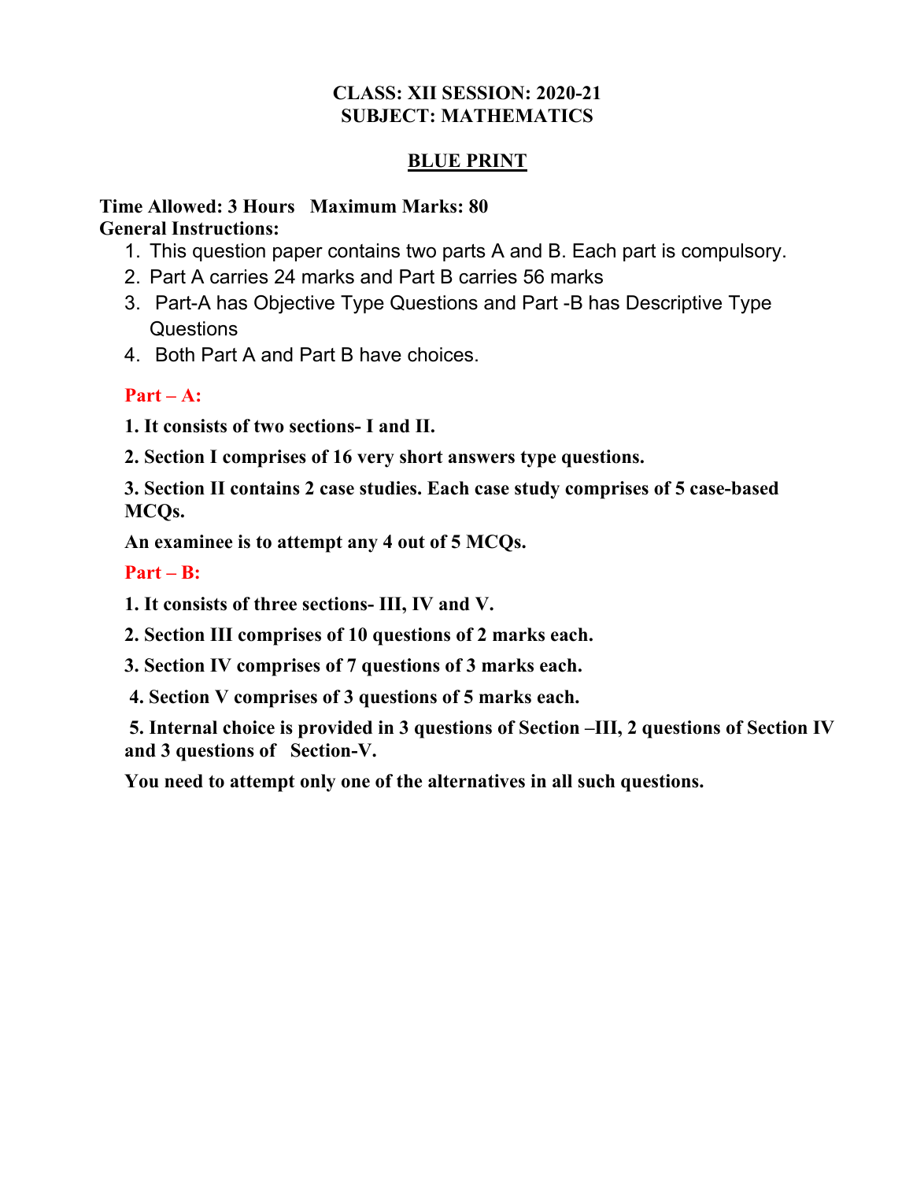**CLASS: XII SESSION: 2020-21**
**SUBJECT: MATHEMATICS**

## BLUE PRINT

**Time Allowed: 3 Hours   Maximum Marks: 80**

**General Instructions:**

1. This question paper contains two parts A and B. Each part is compulsory.
2. Part A carries 24 marks and Part B carries 56 marks
3. Part-A has Objective Type Questions and Part -B has Descriptive Type Questions
4. Both Part A and Part B have choices.

**Part – A:**

**1. It consists of two sections- I and II.**

**2. Section I comprises of 16 very short answers type questions.**

**3. Section II contains 2 case studies. Each case study comprises of 5 case-based MCQs.**

**An examinee is to attempt any 4 out of 5 MCQs.**

**Part – B:**

**1. It consists of three sections- III, IV and V.**

**2. Section III comprises of 10 questions of 2 marks each.**

**3. Section IV comprises of 7 questions of 3 marks each.**

**4. Section V comprises of 3 questions of 5 marks each.**

**5. Internal choice is provided in 3 questions of Section –III, 2 questions of Section IV and 3 questions of Section-V.**

**You need to attempt only one of the alternatives in all such questions.**